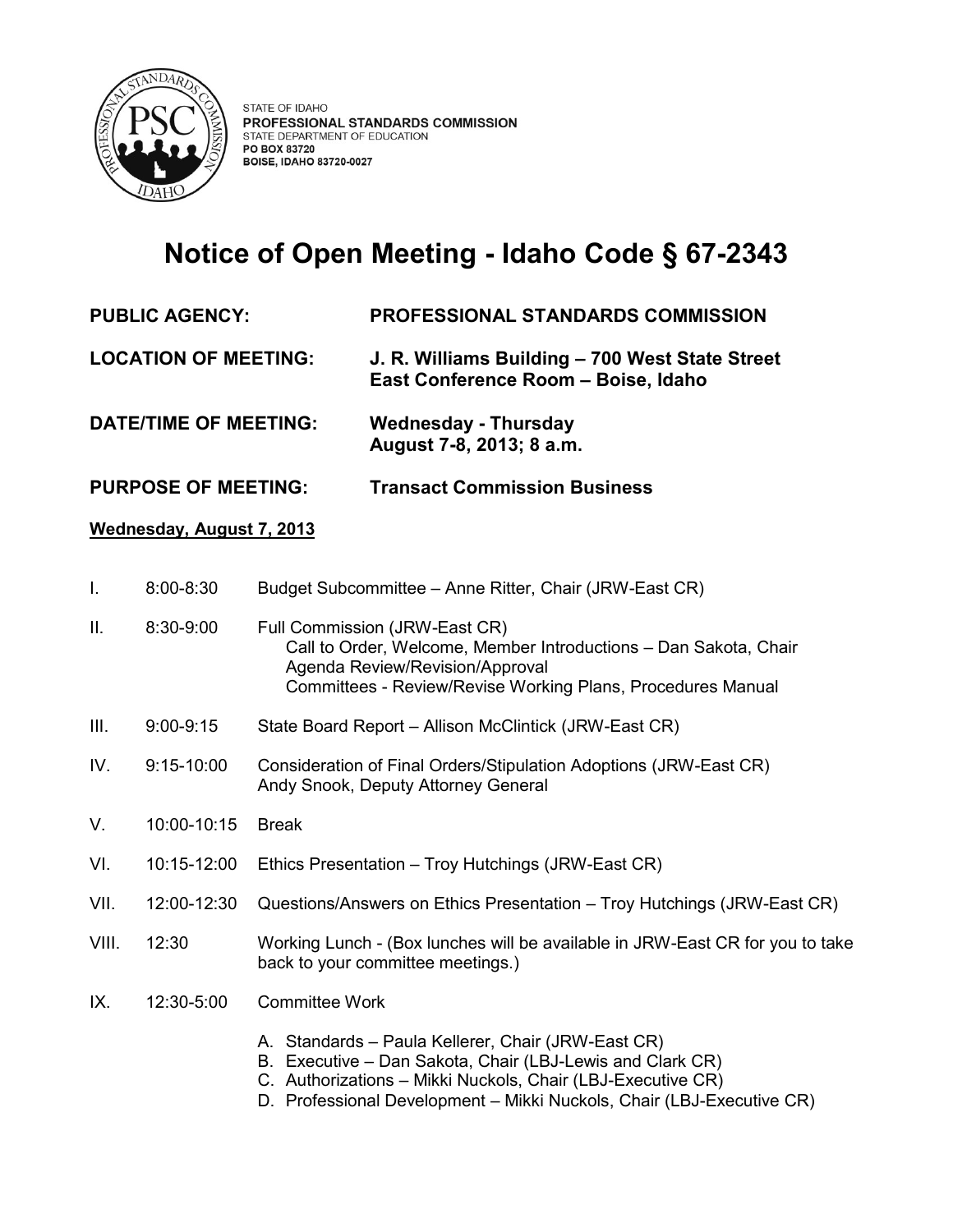STATE OF IDAHO
**PROFESSIONAL STANDARDS COMMISSION**
STATE DEPARTMENT OF EDUCATION
**PO BOX 83720**
**BOISE, IDAHO 83720-0027**

# Notice of Open Meeting - Idaho Code § 67-2343

**PUBLIC AGENCY:** **PROFESSIONAL STANDARDS COMMISSION**

**LOCATION OF MEETING:** **J. R. Williams Building – 700 West State Street East Conference Room – Boise, Idaho**

**DATE/TIME OF MEETING:** **Wednesday - Thursday August 7-8, 2013; 8 a.m.**

**PURPOSE OF MEETING:** **Transact Commission Business**

**Wednesday, August 7, 2013**

I. 8:00-8:30 Budget Subcommittee – Anne Ritter, Chair (JRW-East CR)

II. 8:30-9:00 Full Commission (JRW-East CR)
   - Call to Order, Welcome, Member Introductions – Dan Sakota, Chair
   - Agenda Review/Revision/Approval
   - Committees - Review/Revise Working Plans, Procedures Manual

III. 9:00-9:15 State Board Report – Allison McClintick (JRW-East CR)

IV. 9:15-10:00 Consideration of Final Orders/Stipulation Adoptions (JRW-East CR) Andy Snook, Deputy Attorney General

V. 10:00-10:15 Break

VI. 10:15-12:00 Ethics Presentation – Troy Hutchings (JRW-East CR)

VII. 12:00-12:30 Questions/Answers on Ethics Presentation – Troy Hutchings (JRW-East CR)

VIII. 12:30 Working Lunch - (Box lunches will be available in JRW-East CR for you to take back to your committee meetings.)

IX. 12:30-5:00 Committee Work

   A. Standards – Paula Kellerer, Chair (JRW-East CR)
   B. Executive – Dan Sakota, Chair (LBJ-Lewis and Clark CR)
   C. Authorizations – Mikki Nuckols, Chair (LBJ-Executive CR)
   D. Professional Development – Mikki Nuckols, Chair (LBJ-Executive CR)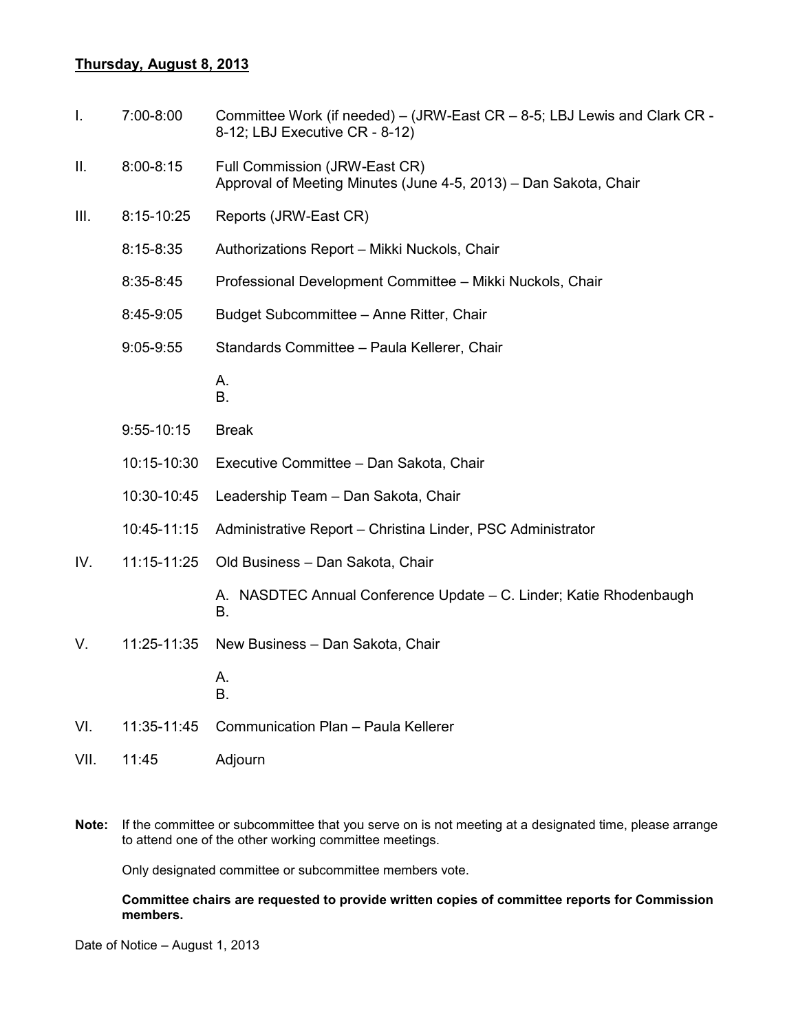**Thursday, August 8, 2013**

| | | |
|---|---|---|
| I. | 7:00-8:00 | Committee Work (if needed) – (JRW-East CR – 8-5; LBJ Lewis and Clark CR - 8-12; LBJ Executive CR - 8-12) |
| II. | 8:00-8:15 | Full Commission (JRW-East CR)<br>Approval of Meeting Minutes (June 4-5, 2013) – Dan Sakota, Chair |
| III. | 8:15-10:25 | Reports (JRW-East CR) |
| | 8:15-8:35 | Authorizations Report – Mikki Nuckols, Chair |
| | 8:35-8:45 | Professional Development Committee – Mikki Nuckols, Chair |
| | 8:45-9:05 | Budget Subcommittee – Anne Ritter, Chair |
| | 9:05-9:55 | Standards Committee – Paula Kellerer, Chair<br>A.<br>B. |
| | 9:55-10:15 | Break |
| | 10:15-10:30 | Executive Committee – Dan Sakota, Chair |
| | 10:30-10:45 | Leadership Team – Dan Sakota, Chair |
| | 10:45-11:15 | Administrative Report – Christina Linder, PSC Administrator |
| IV. | 11:15-11:25 | Old Business – Dan Sakota, Chair<br>A. NASDTEC Annual Conference Update – C. Linder; Katie Rhodenbaugh<br>B. |
| V. | 11:25-11:35 | New Business – Dan Sakota, Chair<br>A.<br>B. |
| VI. | 11:35-11:45 | Communication Plan – Paula Kellerer |
| VII. | 11:45 | Adjourn |

**Note:** If the committee or subcommittee that you serve on is not meeting at a designated time, please arrange to attend one of the other working committee meetings.

Only designated committee or subcommittee members vote.

**Committee chairs are requested to provide written copies of committee reports for Commission members.**

Date of Notice – August 1, 2013